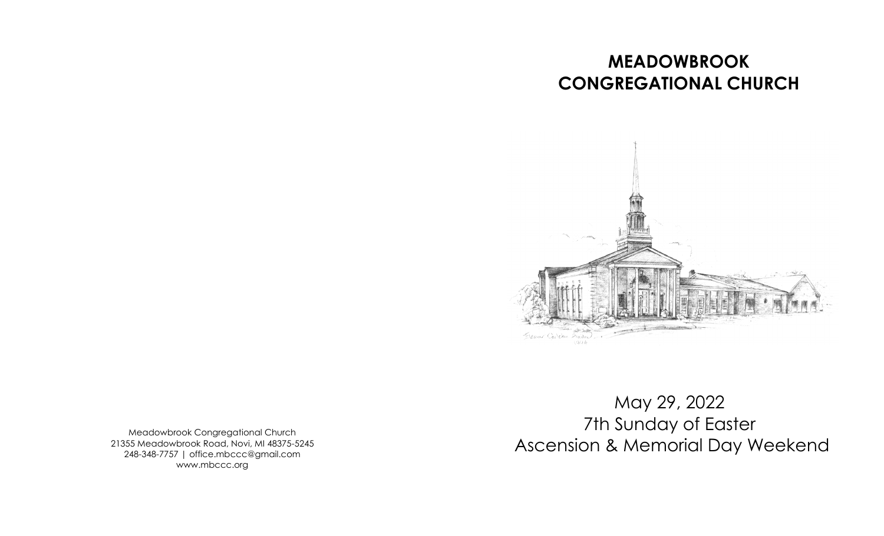# MEADOWBROOK CONGREGATIONAL CHURCH

May 29, 2022
7th Sunday of Easter
Ascension & Memorial Day Weekend

Meadowbrook Congregational Church
21355 Meadowbrook Road, Novi, MI 48375-5245
248-348-7757 | office.mbccc@gmail.com
www.mbccc.org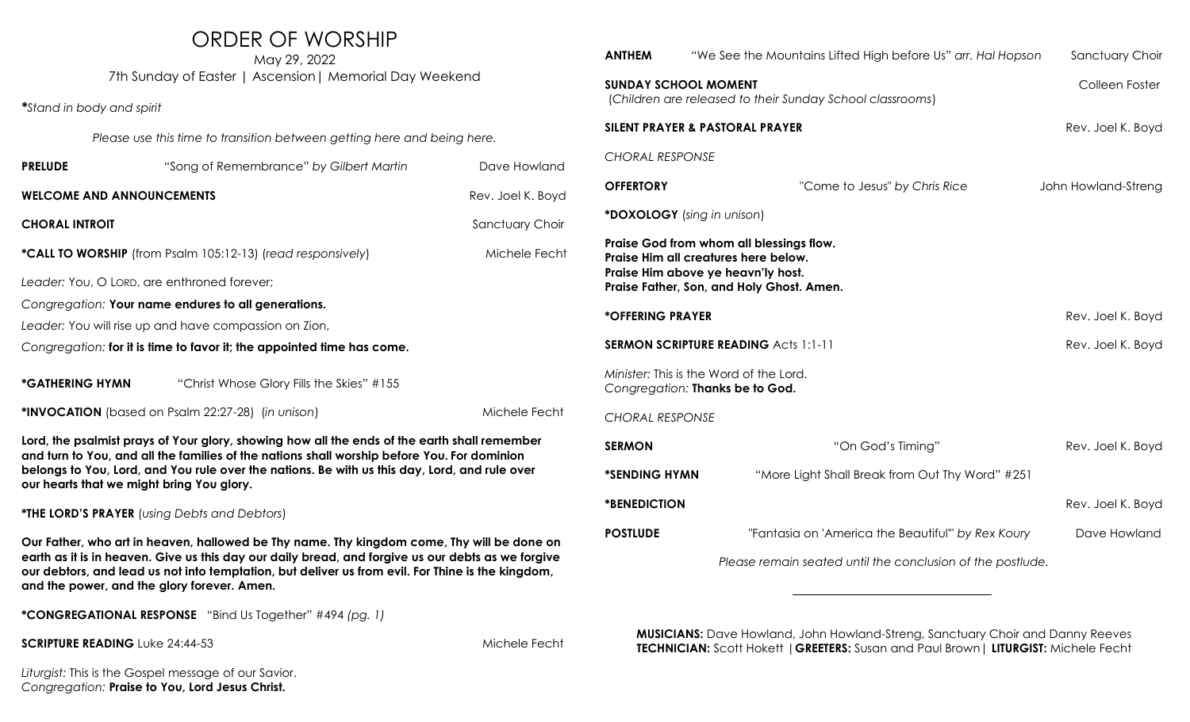# ORDER OF WORSHIP

May 29, 2022

7th Sunday of Easter | Ascension| Memorial Day Weekend

*\*Stand in body and spirit*

*Please use this time to transition between getting here and being here.*

**PRELUDE** "Song of Remembrance" *by Gilbert Martin* — Dave Howland

**WELCOME AND ANNOUNCEMENTS** — Rev. Joel K. Boyd

**CHORAL INTROIT** — Sanctuary Choir

***CALL TO WORSHIP** (from Psalm 105:12-13) (*read responsively*) — Michele Fecht

*Leader:* You, O LORD, are enthroned forever;

*Congregation:* **Your name endures to all generations.**

*Leader:* You will rise up and have compassion on Zion,

*Congregation:* **for it is time to favor it; the appointed time has come.**

***GATHERING HYMN** "Christ Whose Glory Fills the Skies" #155

***INVOCATION** (based on Psalm 22:27-28) (*in unison*) — Michele Fecht

**Lord, the psalmist prays of Your glory, showing how all the ends of the earth shall remember and turn to You, and all the families of the nations shall worship before You. For dominion belongs to You, Lord, and You rule over the nations. Be with us this day, Lord, and rule over our hearts that we might bring You glory.**

***THE LORD'S PRAYER** (*using Debts and Debtors*)

**Our Father, who art in heaven, hallowed be Thy name. Thy kingdom come, Thy will be done on earth as it is in heaven. Give us this day our daily bread, and forgive us our debts as we forgive our debtors, and lead us not into temptation, but deliver us from evil. For Thine is the kingdom, and the power, and the glory forever. Amen.**

***CONGREGATIONAL RESPONSE** "Bind Us Together" #494 *(pg. 1)*

**SCRIPTURE READING** Luke 24:44-53 — Michele Fecht

*Liturgist:* This is the Gospel message of our Savior.
*Congregation:* **Praise to You, Lord Jesus Christ.**

**ANTHEM** "We See the Mountains Lifted High before Us" *arr. Hal Hopson* — Sanctuary Choir

**SUNDAY SCHOOL MOMENT** — Colleen Foster
(*Children are released to their Sunday School classrooms*)

**SILENT PRAYER & PASTORAL PRAYER** — Rev. Joel K. Boyd

*CHORAL RESPONSE*

**OFFERTORY** "Come to Jesus" *by Chris Rice* — John Howland-Streng

***DOXOLOGY** (*sing in unison*)

**Praise God from whom all blessings flow.
Praise Him all creatures here below.
Praise Him above ye heavn'ly host.
Praise Father, Son, and Holy Ghost. Amen.**

***OFFERING PRAYER** — Rev. Joel K. Boyd

**SERMON SCRIPTURE READING** Acts 1:1-11 — Rev. Joel K. Boyd

*Minister:* This is the Word of the Lord.
*Congregation:* **Thanks be to God.**

*CHORAL RESPONSE*

**SERMON** "On God's Timing" — Rev. Joel K. Boyd

***SENDING HYMN** "More Light Shall Break from Out Thy Word" #251

***BENEDICTION** — Rev. Joel K. Boyd

**POSTLUDE** "Fantasia on 'America the Beautiful'" *by Rex Koury* — Dave Howland

*Please remain seated until the conclusion of the postlude.*

---

**MUSICIANS:** Dave Howland, John Howland-Streng, Sanctuary Choir and Danny Reeves
**TECHNICIAN:** Scott Hokett | **GREETERS:** Susan and Paul Brown| **LITURGIST:** Michele Fecht